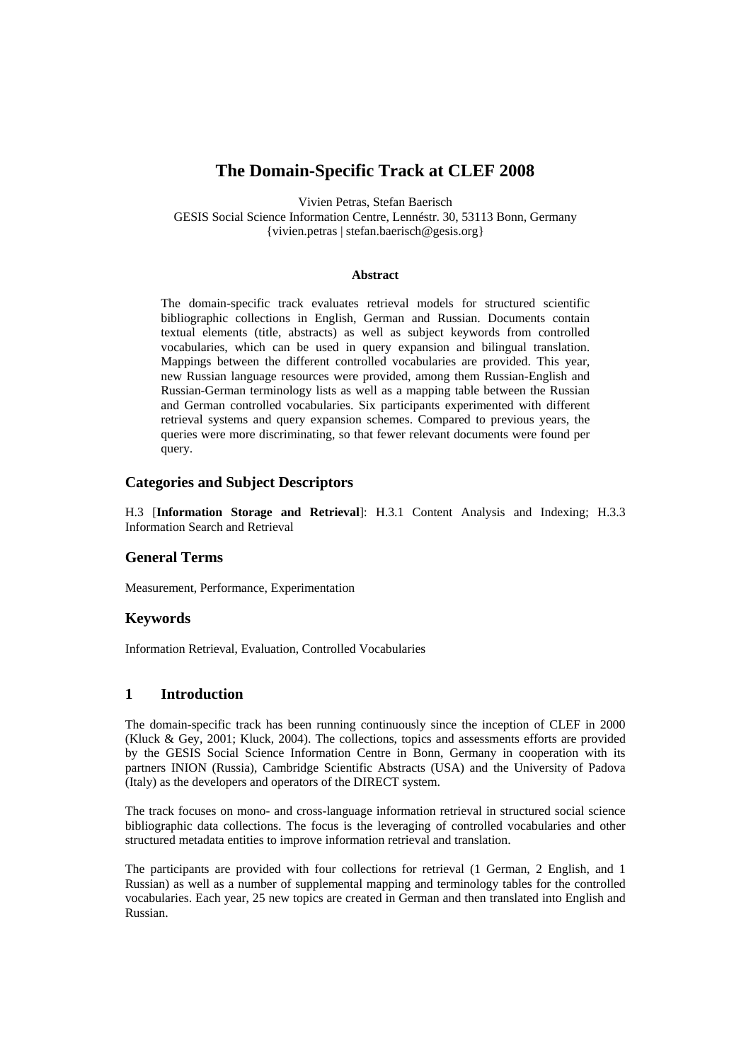# The Domain-Specific Track at CLEF 2008

Vivien Petras, Stefan Baerisch
GESIS Social Science Information Centre, Lennéstr. 30, 53113 Bonn, Germany
{vivien.petras | stefan.baerisch@gesis.org}

**Abstract**

The domain-specific track evaluates retrieval models for structured scientific bibliographic collections in English, German and Russian. Documents contain textual elements (title, abstracts) as well as subject keywords from controlled vocabularies, which can be used in query expansion and bilingual translation. Mappings between the different controlled vocabularies are provided. This year, new Russian language resources were provided, among them Russian-English and Russian-German terminology lists as well as a mapping table between the Russian and German controlled vocabularies. Six participants experimented with different retrieval systems and query expansion schemes. Compared to previous years, the queries were more discriminating, so that fewer relevant documents were found per query.

## Categories and Subject Descriptors

H.3 [**Information Storage and Retrieval**]: H.3.1 Content Analysis and Indexing; H.3.3 Information Search and Retrieval

## General Terms

Measurement, Performance, Experimentation

## Keywords

Information Retrieval, Evaluation, Controlled Vocabularies

## 1 Introduction

The domain-specific track has been running continuously since the inception of CLEF in 2000 (Kluck & Gey, 2001; Kluck, 2004). The collections, topics and assessments efforts are provided by the GESIS Social Science Information Centre in Bonn, Germany in cooperation with its partners INION (Russia), Cambridge Scientific Abstracts (USA) and the University of Padova (Italy) as the developers and operators of the DIRECT system.

The track focuses on mono- and cross-language information retrieval in structured social science bibliographic data collections. The focus is the leveraging of controlled vocabularies and other structured metadata entities to improve information retrieval and translation.

The participants are provided with four collections for retrieval (1 German, 2 English, and 1 Russian) as well as a number of supplemental mapping and terminology tables for the controlled vocabularies. Each year, 25 new topics are created in German and then translated into English and Russian.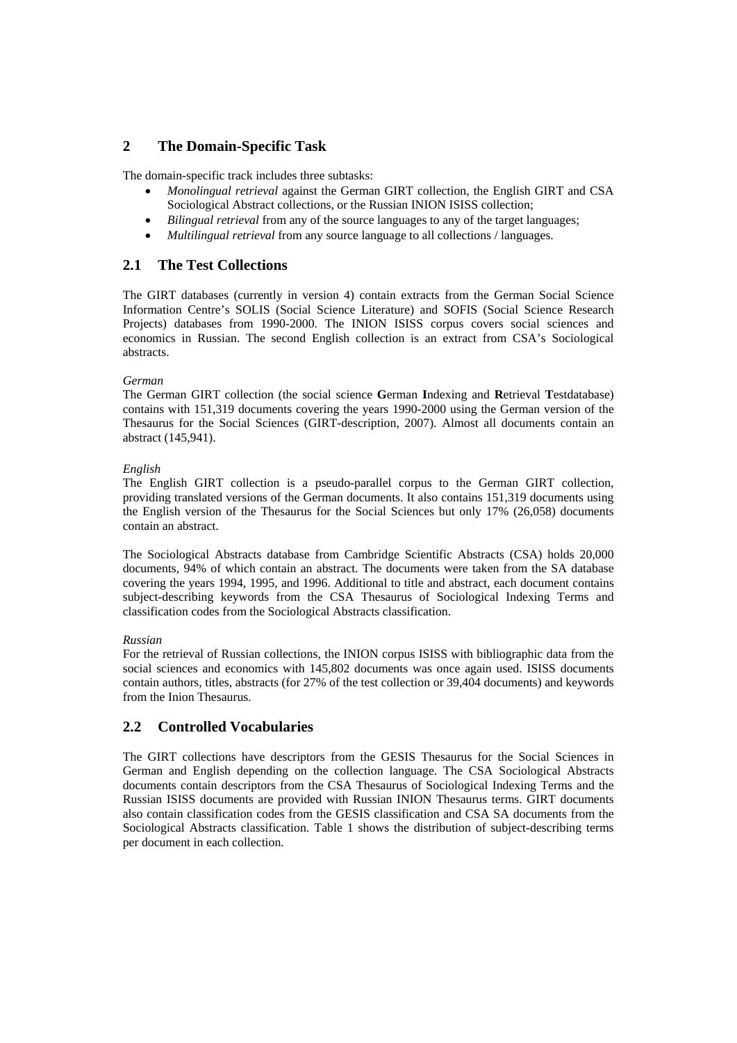## 2 The Domain-Specific Task

The domain-specific track includes three subtasks:

- *Monolingual retrieval* against the German GIRT collection, the English GIRT and CSA Sociological Abstract collections, or the Russian INION ISISS collection;
- *Bilingual retrieval* from any of the source languages to any of the target languages;
- *Multilingual retrieval* from any source language to all collections / languages.

### 2.1 The Test Collections

The GIRT databases (currently in version 4) contain extracts from the German Social Science Information Centre's SOLIS (Social Science Literature) and SOFIS (Social Science Research Projects) databases from 1990-2000. The INION ISISS corpus covers social sciences and economics in Russian. The second English collection is an extract from CSA's Sociological abstracts.

*German*

The German GIRT collection (the social science **G**erman **I**ndexing and **R**etrieval **T**estdatabase) contains with 151,319 documents covering the years 1990-2000 using the German version of the Thesaurus for the Social Sciences (GIRT-description, 2007). Almost all documents contain an abstract (145,941).

*English*

The English GIRT collection is a pseudo-parallel corpus to the German GIRT collection, providing translated versions of the German documents. It also contains 151,319 documents using the English version of the Thesaurus for the Social Sciences but only 17% (26,058) documents contain an abstract.

The Sociological Abstracts database from Cambridge Scientific Abstracts (CSA) holds 20,000 documents, 94% of which contain an abstract. The documents were taken from the SA database covering the years 1994, 1995, and 1996. Additional to title and abstract, each document contains subject-describing keywords from the CSA Thesaurus of Sociological Indexing Terms and classification codes from the Sociological Abstracts classification.

*Russian*

For the retrieval of Russian collections, the INION corpus ISISS with bibliographic data from the social sciences and economics with 145,802 documents was once again used. ISISS documents contain authors, titles, abstracts (for 27% of the test collection or 39,404 documents) and keywords from the Inion Thesaurus.

### 2.2 Controlled Vocabularies

The GIRT collections have descriptors from the GESIS Thesaurus for the Social Sciences in German and English depending on the collection language. The CSA Sociological Abstracts documents contain descriptors from the CSA Thesaurus of Sociological Indexing Terms and the Russian ISISS documents are provided with Russian INION Thesaurus terms. GIRT documents also contain classification codes from the GESIS classification and CSA SA documents from the Sociological Abstracts classification. Table 1 shows the distribution of subject-describing terms per document in each collection.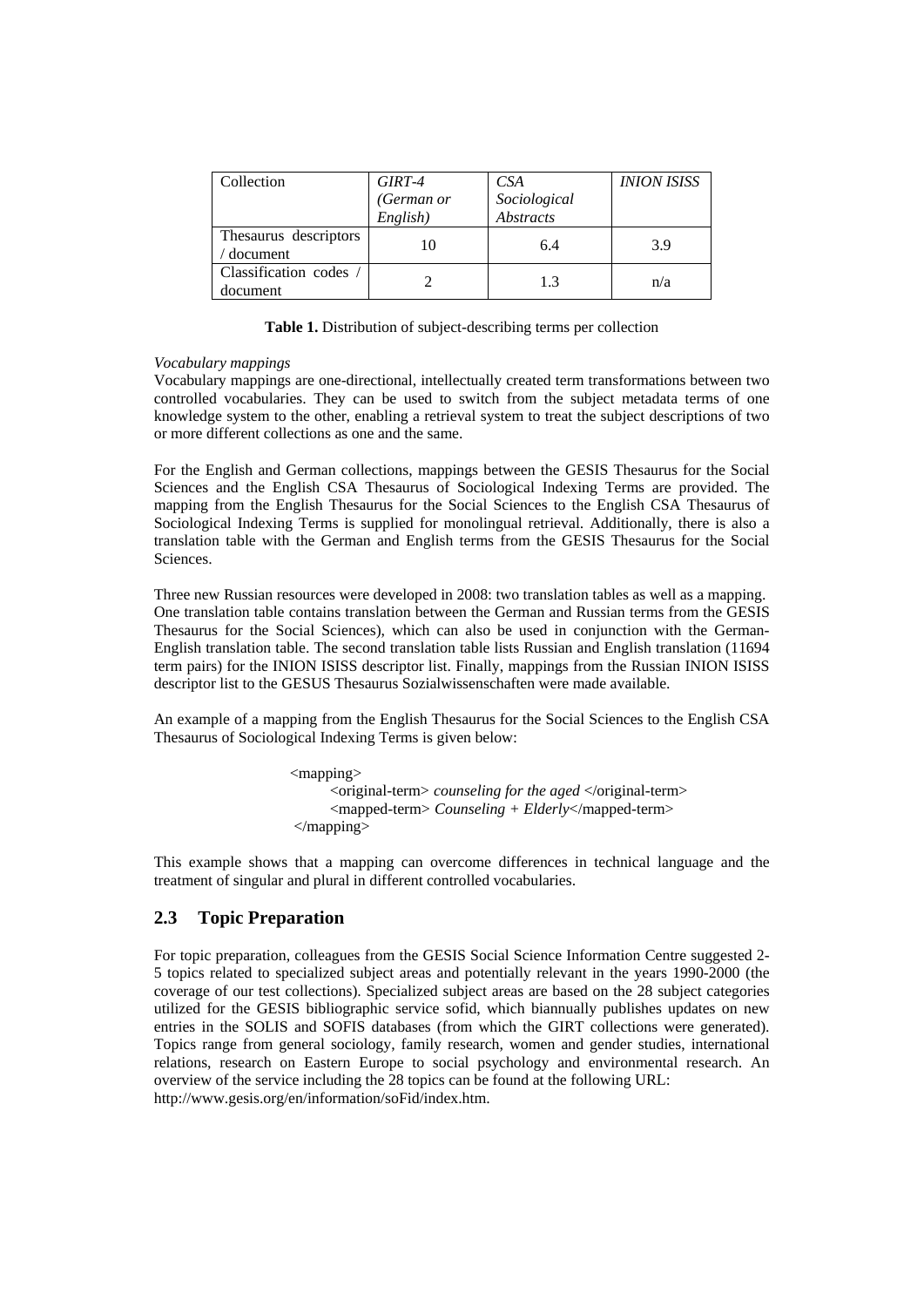| Collection | *GIRT-4 (German or English)* | *CSA Sociological Abstracts* | *INION ISISS* |
|---|---|---|---|
| Thesaurus descriptors / document | 10 | 6.4 | 3.9 |
| Classification codes / document | 2 | 1.3 | n/a |

**Table 1.** Distribution of subject-describing terms per collection

*Vocabulary mappings*

Vocabulary mappings are one-directional, intellectually created term transformations between two controlled vocabularies. They can be used to switch from the subject metadata terms of one knowledge system to the other, enabling a retrieval system to treat the subject descriptions of two or more different collections as one and the same.

For the English and German collections, mappings between the GESIS Thesaurus for the Social Sciences and the English CSA Thesaurus of Sociological Indexing Terms are provided. The mapping from the English Thesaurus for the Social Sciences to the English CSA Thesaurus of Sociological Indexing Terms is supplied for monolingual retrieval. Additionally, there is also a translation table with the German and English terms from the GESIS Thesaurus for the Social Sciences.

Three new Russian resources were developed in 2008: two translation tables as well as a mapping. One translation table contains translation between the German and Russian terms from the GESIS Thesaurus for the Social Sciences), which can also be used in conjunction with the German-English translation table. The second translation table lists Russian and English translation (11694 term pairs) for the INION ISISS descriptor list. Finally, mappings from the Russian INION ISISS descriptor list to the GESUS Thesaurus Sozialwissenschaften were made available.

An example of a mapping from the English Thesaurus for the Social Sciences to the English CSA Thesaurus of Sociological Indexing Terms is given below:

```
<mapping>
    <original-term> counseling for the aged </original-term>
    <mapped-term> Counseling + Elderly</mapped-term>
</mapping>
```

This example shows that a mapping can overcome differences in technical language and the treatment of singular and plural in different controlled vocabularies.

## 2.3 Topic Preparation

For topic preparation, colleagues from the GESIS Social Science Information Centre suggested 2-5 topics related to specialized subject areas and potentially relevant in the years 1990-2000 (the coverage of our test collections). Specialized subject areas are based on the 28 subject categories utilized for the GESIS bibliographic service sofid, which biannually publishes updates on new entries in the SOLIS and SOFIS databases (from which the GIRT collections were generated). Topics range from general sociology, family research, women and gender studies, international relations, research on Eastern Europe to social psychology and environmental research. An overview of the service including the 28 topics can be found at the following URL: http://www.gesis.org/en/information/soFid/index.htm.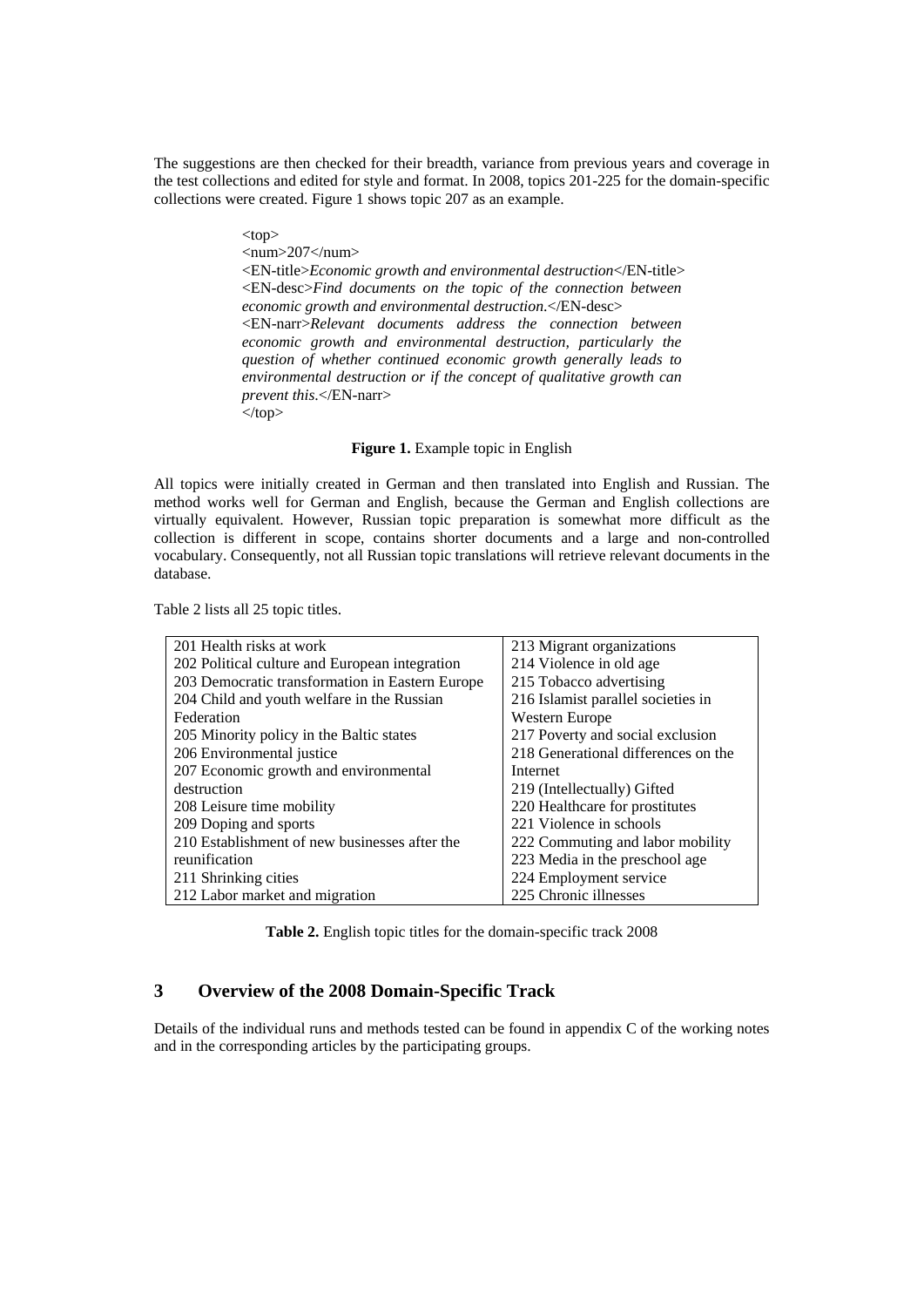The suggestions are then checked for their breadth, variance from previous years and coverage in the test collections and edited for style and format. In 2008, topics 201-225 for the domain-specific collections were created. Figure 1 shows topic 207 as an example.

```
<top>
<num>207</num>
<EN-title>Economic growth and environmental destruction</EN-title>
<EN-desc>Find documents on the topic of the connection between economic growth and environmental destruction.</EN-desc>
<EN-narr>Relevant documents address the connection between economic growth and environmental destruction, particularly the question of whether continued economic growth generally leads to environmental destruction or if the concept of qualitative growth can prevent this.</EN-narr>
</top>
```

**Figure 1.** Example topic in English

All topics were initially created in German and then translated into English and Russian. The method works well for German and English, because the German and English collections are virtually equivalent. However, Russian topic preparation is somewhat more difficult as the collection is different in scope, contains shorter documents and a large and non-controlled vocabulary. Consequently, not all Russian topic translations will retrieve relevant documents in the database.

Table 2 lists all 25 topic titles.

| | |
|---|---|
| 201 Health risks at work | 213 Migrant organizations |
| 202 Political culture and European integration | 214 Violence in old age |
| 203 Democratic transformation in Eastern Europe | 215 Tobacco advertising |
| 204 Child and youth welfare in the Russian Federation | 216 Islamist parallel societies in Western Europe |
| 205 Minority policy in the Baltic states | 217 Poverty and social exclusion |
| 206 Environmental justice | 218 Generational differences on the Internet |
| 207 Economic growth and environmental destruction | 219 (Intellectually) Gifted |
| 208 Leisure time mobility | 220 Healthcare for prostitutes |
| 209 Doping and sports | 221 Violence in schools |
| 210 Establishment of new businesses after the reunification | 222 Commuting and labor mobility |
| 211 Shrinking cities | 223 Media in the preschool age |
| 212 Labor market and migration | 224 Employment service |
| | 225 Chronic illnesses |

**Table 2.** English topic titles for the domain-specific track 2008

## 3 Overview of the 2008 Domain-Specific Track

Details of the individual runs and methods tested can be found in appendix C of the working notes and in the corresponding articles by the participating groups.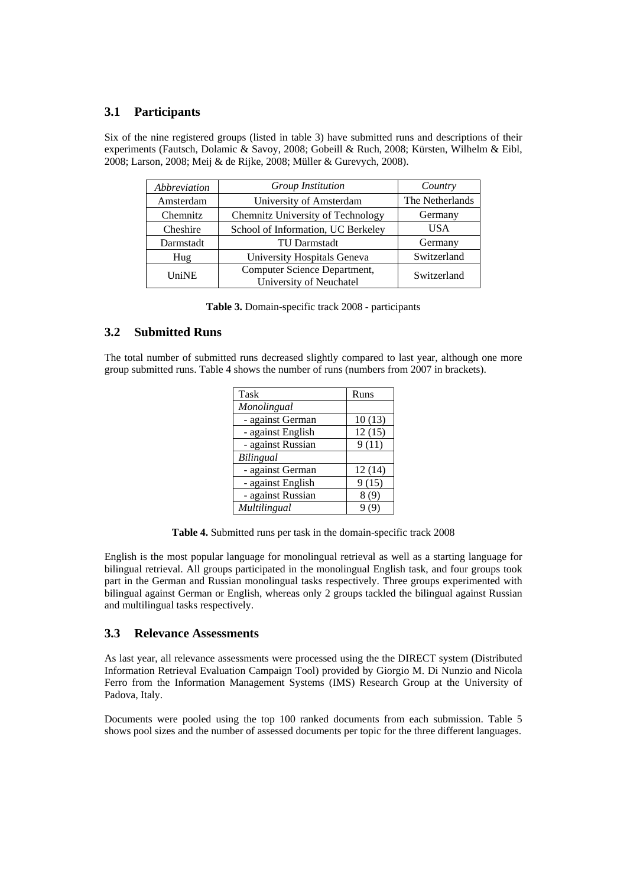## 3.1 Participants

Six of the nine registered groups (listed in table 3) have submitted runs and descriptions of their experiments (Fautsch, Dolamic & Savoy, 2008; Gobeill & Ruch, 2008; Kürsten, Wilhelm & Eibl, 2008; Larson, 2008; Meij & de Rijke, 2008; Müller & Gurevych, 2008).

| *Abbreviation* | *Group Institution* | *Country* |
|---|---|---|
| Amsterdam | University of Amsterdam | The Netherlands |
| Chemnitz | Chemnitz University of Technology | Germany |
| Cheshire | School of Information, UC Berkeley | USA |
| Darmstadt | TU Darmstadt | Germany |
| Hug | University Hospitals Geneva | Switzerland |
| UniNE | Computer Science Department, University of Neuchatel | Switzerland |

**Table 3.** Domain-specific track 2008 - participants

## 3.2 Submitted Runs

The total number of submitted runs decreased slightly compared to last year, although one more group submitted runs. Table 4 shows the number of runs (numbers from 2007 in brackets).

| Task | Runs |
|---|---|
| *Monolingual* | |
| - against German | 10 (13) |
| - against English | 12 (15) |
| - against Russian | 9 (11) |
| *Bilingual* | |
| - against German | 12 (14) |
| - against English | 9 (15) |
| - against Russian | 8 (9) |
| *Multilingual* | 9 (9) |

**Table 4.** Submitted runs per task in the domain-specific track 2008

English is the most popular language for monolingual retrieval as well as a starting language for bilingual retrieval. All groups participated in the monolingual English task, and four groups took part in the German and Russian monolingual tasks respectively. Three groups experimented with bilingual against German or English, whereas only 2 groups tackled the bilingual against Russian and multilingual tasks respectively.

## 3.3 Relevance Assessments

As last year, all relevance assessments were processed using the the DIRECT system (Distributed Information Retrieval Evaluation Campaign Tool) provided by Giorgio M. Di Nunzio and Nicola Ferro from the Information Management Systems (IMS) Research Group at the University of Padova, Italy.

Documents were pooled using the top 100 ranked documents from each submission. Table 5 shows pool sizes and the number of assessed documents per topic for the three different languages.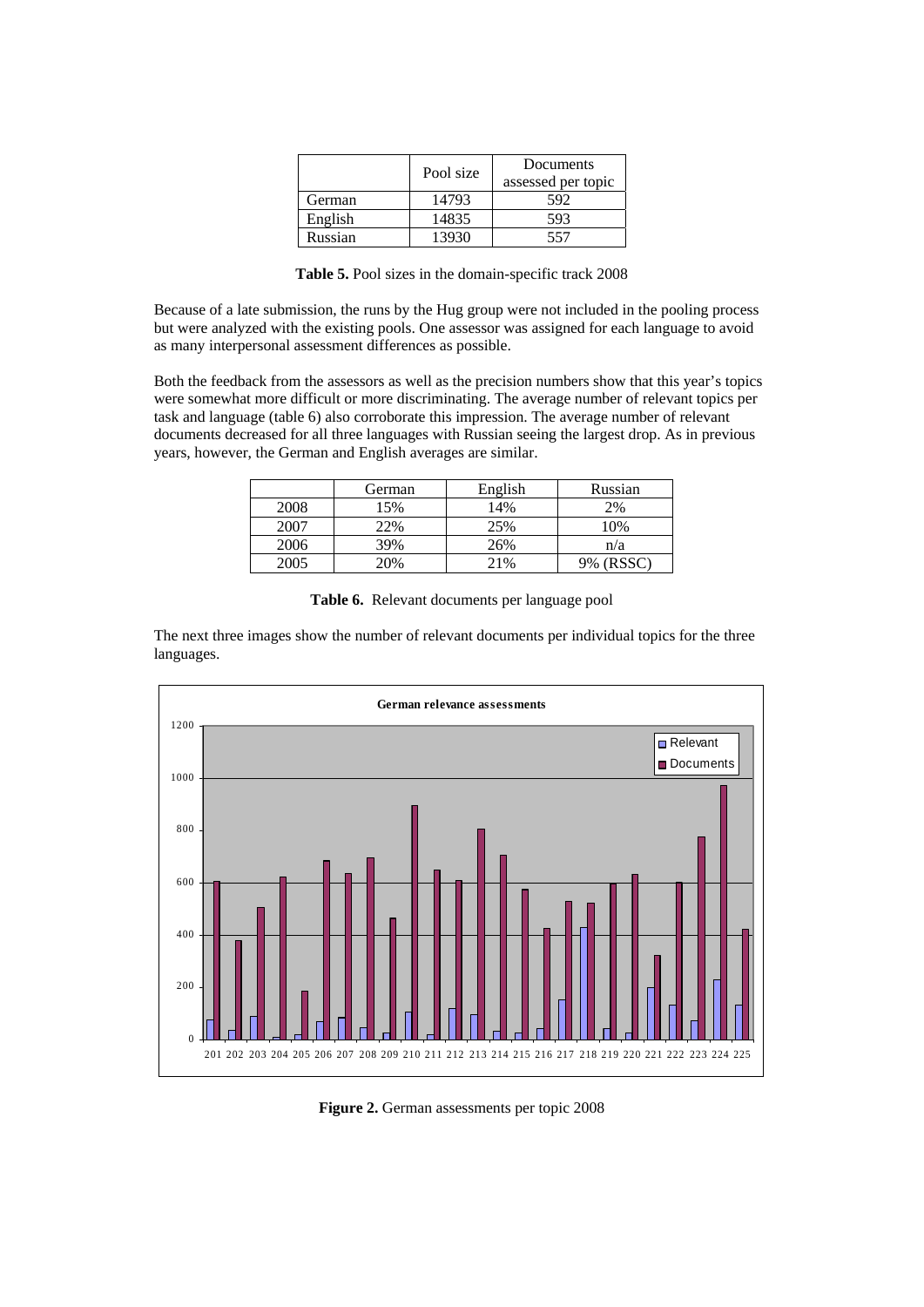|  | Pool size | Documents assessed per topic |
|---|---|---|
| German | 14793 | 592 |
| English | 14835 | 593 |
| Russian | 13930 | 557 |

**Table 5.** Pool sizes in the domain-specific track 2008

Because of a late submission, the runs by the Hug group were not included in the pooling process but were analyzed with the existing pools. One assessor was assigned for each language to avoid as many interpersonal assessment differences as possible.

Both the feedback from the assessors as well as the precision numbers show that this year's topics were somewhat more difficult or more discriminating. The average number of relevant topics per task and language (table 6) also corroborate this impression. The average number of relevant documents decreased for all three languages with Russian seeing the largest drop. As in previous years, however, the German and English averages are similar.

|  | German | English | Russian |
|---|---|---|---|
| 2008 | 15% | 14% | 2% |
| 2007 | 22% | 25% | 10% |
| 2006 | 39% | 26% | n/a |
| 2005 | 20% | 21% | 9% (RSSC) |

**Table 6.** Relevant documents per language pool

The next three images show the number of relevant documents per individual topics for the three languages.

**Figure 2.** German assessments per topic 2008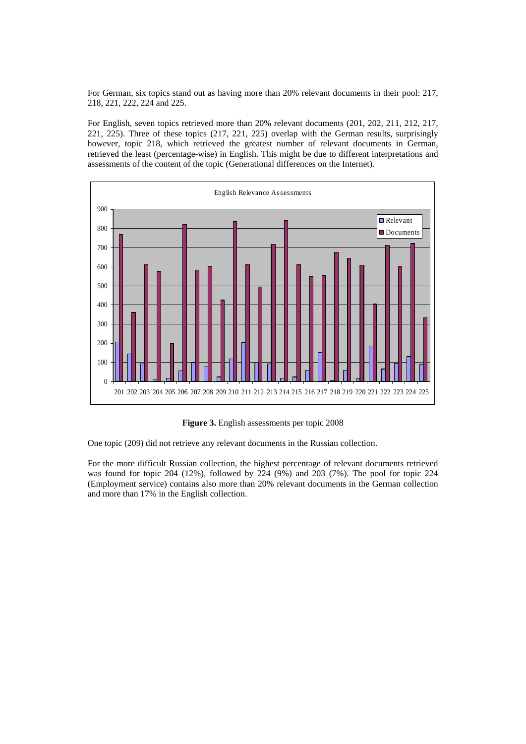For German, six topics stand out as having more than 20% relevant documents in their pool: 217, 218, 221, 222, 224 and 225.

For English, seven topics retrieved more than 20% relevant documents (201, 202, 211, 212, 217, 221, 225). Three of these topics (217, 221, 225) overlap with the German results, surprisingly however, topic 218, which retrieved the greatest number of relevant documents in German, retrieved the least (percentage-wise) in English. This might be due to different interpretations and assessments of the content of the topic (Generational differences on the Internet).

**Figure 3.** English assessments per topic 2008

One topic (209) did not retrieve any relevant documents in the Russian collection.

For the more difficult Russian collection, the highest percentage of relevant documents retrieved was found for topic 204 (12%), followed by 224 (9%) and 203 (7%). The pool for topic 224 (Employment service) contains also more than 20% relevant documents in the German collection and more than 17% in the English collection.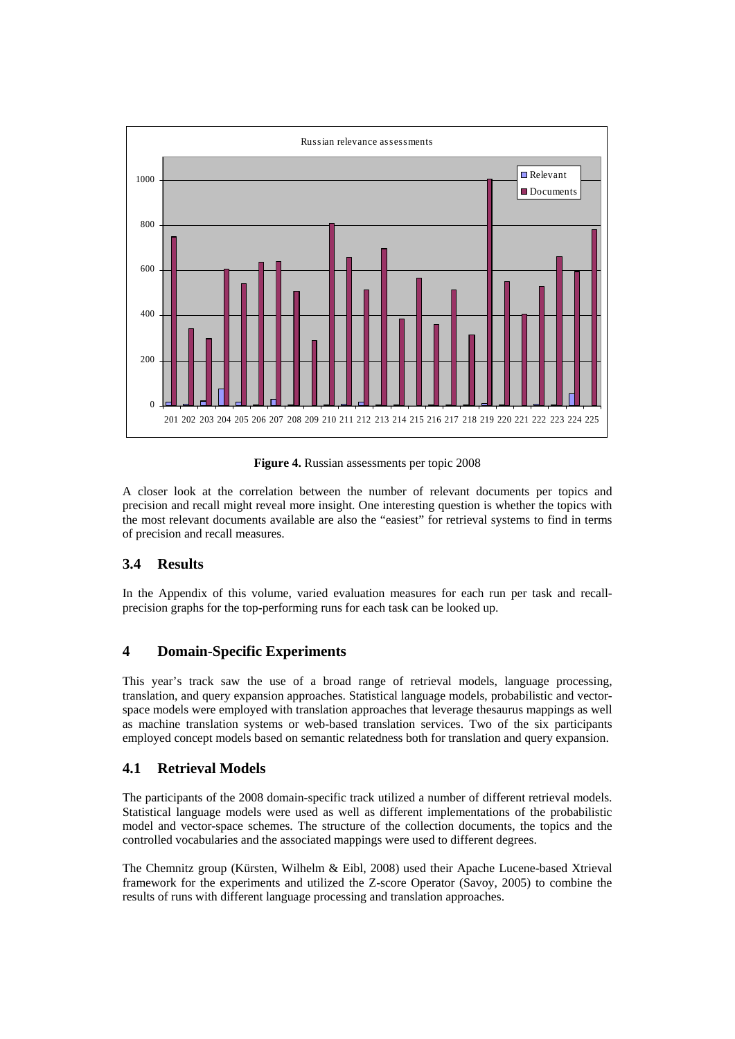**Figure 4.** Russian assessments per topic 2008

A closer look at the correlation between the number of relevant documents per topics and precision and recall might reveal more insight. One interesting question is whether the topics with the most relevant documents available are also the "easiest" for retrieval systems to find in terms of precision and recall measures.

## 3.4 Results

In the Appendix of this volume, varied evaluation measures for each run per task and recall-precision graphs for the top-performing runs for each task can be looked up.

# 4 Domain-Specific Experiments

This year's track saw the use of a broad range of retrieval models, language processing, translation, and query expansion approaches. Statistical language models, probabilistic and vector-space models were employed with translation approaches that leverage thesaurus mappings as well as machine translation systems or web-based translation services. Two of the six participants employed concept models based on semantic relatedness both for translation and query expansion.

## 4.1 Retrieval Models

The participants of the 2008 domain-specific track utilized a number of different retrieval models. Statistical language models were used as well as different implementations of the probabilistic model and vector-space schemes. The structure of the collection documents, the topics and the controlled vocabularies and the associated mappings were used to different degrees.

The Chemnitz group (Kürsten, Wilhelm & Eibl, 2008) used their Apache Lucene-based Xtrieval framework for the experiments and utilized the Z-score Operator (Savoy, 2005) to combine the results of runs with different language processing and translation approaches.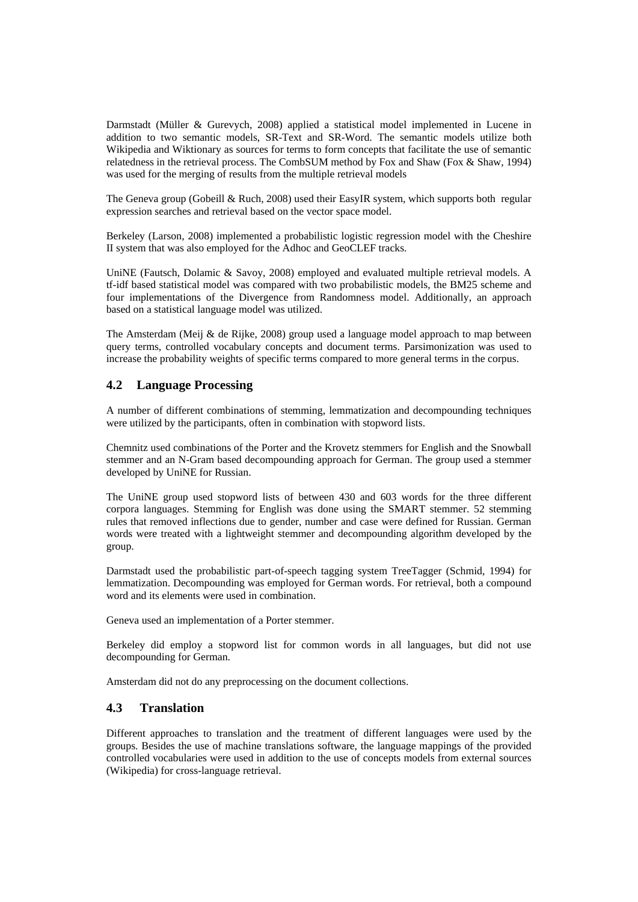Darmstadt (Müller & Gurevych, 2008) applied a statistical model implemented in Lucene in addition to two semantic models, SR-Text and SR-Word. The semantic models utilize both Wikipedia and Wiktionary as sources for terms to form concepts that facilitate the use of semantic relatedness in the retrieval process. The CombSUM method by Fox and Shaw (Fox & Shaw, 1994) was used for the merging of results from the multiple retrieval models

The Geneva group (Gobeill & Ruch, 2008) used their EasyIR system, which supports both regular expression searches and retrieval based on the vector space model.

Berkeley (Larson, 2008) implemented a probabilistic logistic regression model with the Cheshire II system that was also employed for the Adhoc and GeoCLEF tracks.

UniNE (Fautsch, Dolamic & Savoy, 2008) employed and evaluated multiple retrieval models. A tf-idf based statistical model was compared with two probabilistic models, the BM25 scheme and four implementations of the Divergence from Randomness model. Additionally, an approach based on a statistical language model was utilized.

The Amsterdam (Meij & de Rijke, 2008) group used a language model approach to map between query terms, controlled vocabulary concepts and document terms. Parsimonization was used to increase the probability weights of specific terms compared to more general terms in the corpus.

## 4.2 Language Processing

A number of different combinations of stemming, lemmatization and decompounding techniques were utilized by the participants, often in combination with stopword lists.

Chemnitz used combinations of the Porter and the Krovetz stemmers for English and the Snowball stemmer and an N-Gram based decompounding approach for German. The group used a stemmer developed by UniNE for Russian.

The UniNE group used stopword lists of between 430 and 603 words for the three different corpora languages. Stemming for English was done using the SMART stemmer. 52 stemming rules that removed inflections due to gender, number and case were defined for Russian. German words were treated with a lightweight stemmer and decompounding algorithm developed by the group.

Darmstadt used the probabilistic part-of-speech tagging system TreeTagger (Schmid, 1994) for lemmatization. Decompounding was employed for German words. For retrieval, both a compound word and its elements were used in combination.

Geneva used an implementation of a Porter stemmer.

Berkeley did employ a stopword list for common words in all languages, but did not use decompounding for German.

Amsterdam did not do any preprocessing on the document collections.

## 4.3 Translation

Different approaches to translation and the treatment of different languages were used by the groups. Besides the use of machine translations software, the language mappings of the provided controlled vocabularies were used in addition to the use of concepts models from external sources (Wikipedia) for cross-language retrieval.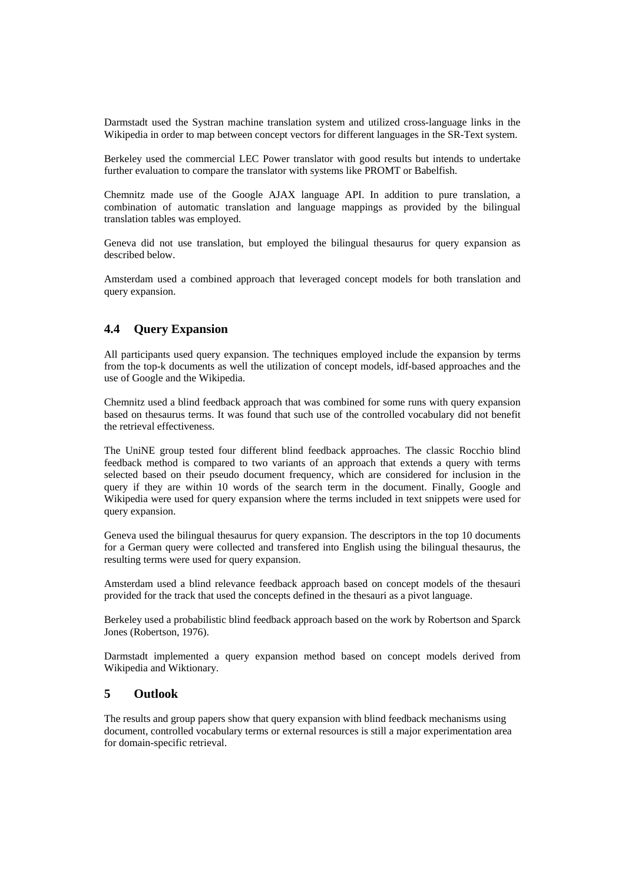Darmstadt used the Systran machine translation system and utilized cross-language links in the Wikipedia in order to map between concept vectors for different languages in the SR-Text system.

Berkeley used the commercial LEC Power translator with good results but intends to undertake further evaluation to compare the translator with systems like PROMT or Babelfish.

Chemnitz made use of the Google AJAX language API. In addition to pure translation, a combination of automatic translation and language mappings as provided by the bilingual translation tables was employed.

Geneva did not use translation, but employed the bilingual thesaurus for query expansion as described below.

Amsterdam used a combined approach that leveraged concept models for both translation and query expansion.

### 4.4 Query Expansion

All participants used query expansion. The techniques employed include the expansion by terms from the top-k documents as well the utilization of concept models, idf-based approaches and the use of Google and the Wikipedia.

Chemnitz used a blind feedback approach that was combined for some runs with query expansion based on thesaurus terms. It was found that such use of the controlled vocabulary did not benefit the retrieval effectiveness.

The UniNE group tested four different blind feedback approaches. The classic Rocchio blind feedback method is compared to two variants of an approach that extends a query with terms selected based on their pseudo document frequency, which are considered for inclusion in the query if they are within 10 words of the search term in the document. Finally, Google and Wikipedia were used for query expansion where the terms included in text snippets were used for query expansion.

Geneva used the bilingual thesaurus for query expansion. The descriptors in the top 10 documents for a German query were collected and transfered into English using the bilingual thesaurus, the resulting terms were used for query expansion.

Amsterdam used a blind relevance feedback approach based on concept models of the thesauri provided for the track that used the concepts defined in the thesauri as a pivot language.

Berkeley used a probabilistic blind feedback approach based on the work by Robertson and Sparck Jones (Robertson, 1976).

Darmstadt implemented a query expansion method based on concept models derived from Wikipedia and Wiktionary.

## 5 Outlook

The results and group papers show that query expansion with blind feedback mechanisms using document, controlled vocabulary terms or external resources is still a major experimentation area for domain-specific retrieval.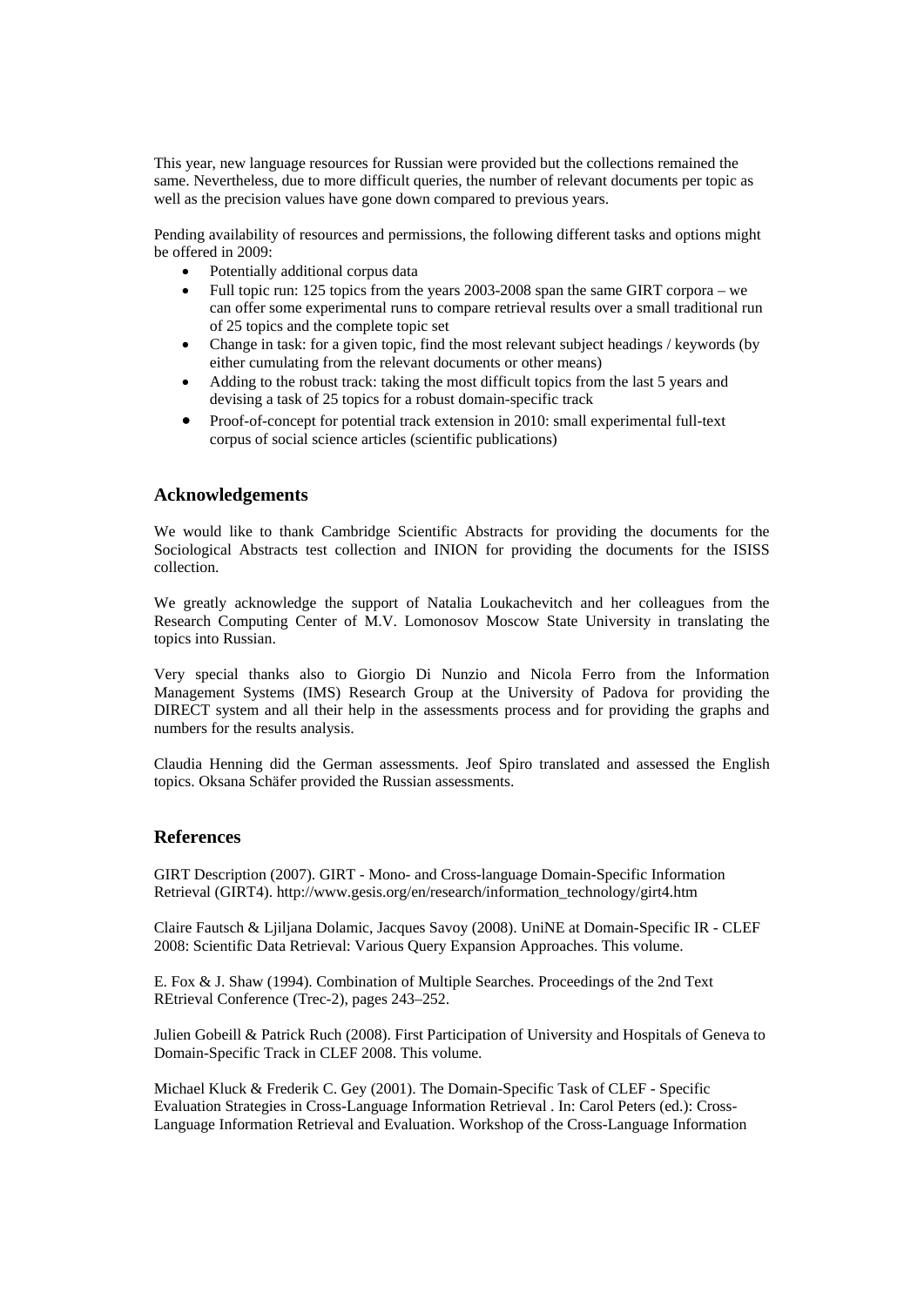This year, new language resources for Russian were provided but the collections remained the same. Nevertheless, due to more difficult queries, the number of relevant documents per topic as well as the precision values have gone down compared to previous years.

Pending availability of resources and permissions, the following different tasks and options might be offered in 2009:

- Potentially additional corpus data
- Full topic run: 125 topics from the years 2003-2008 span the same GIRT corpora – we can offer some experimental runs to compare retrieval results over a small traditional run of 25 topics and the complete topic set
- Change in task: for a given topic, find the most relevant subject headings / keywords (by either cumulating from the relevant documents or other means)
- Adding to the robust track: taking the most difficult topics from the last 5 years and devising a task of 25 topics for a robust domain-specific track
- Proof-of-concept for potential track extension in 2010: small experimental full-text corpus of social science articles (scientific publications)

## Acknowledgements

We would like to thank Cambridge Scientific Abstracts for providing the documents for the Sociological Abstracts test collection and INION for providing the documents for the ISISS collection.

We greatly acknowledge the support of Natalia Loukachevitch and her colleagues from the Research Computing Center of M.V. Lomonosov Moscow State University in translating the topics into Russian.

Very special thanks also to Giorgio Di Nunzio and Nicola Ferro from the Information Management Systems (IMS) Research Group at the University of Padova for providing the DIRECT system and all their help in the assessments process and for providing the graphs and numbers for the results analysis.

Claudia Henning did the German assessments. Jeof Spiro translated and assessed the English topics. Oksana Schäfer provided the Russian assessments.

## References

GIRT Description (2007). GIRT - Mono- and Cross-language Domain-Specific Information Retrieval (GIRT4). http://www.gesis.org/en/research/information_technology/girt4.htm

Claire Fautsch & Ljiljana Dolamic, Jacques Savoy (2008). UniNE at Domain-Specific IR - CLEF 2008: Scientific Data Retrieval: Various Query Expansion Approaches. This volume.

E. Fox & J. Shaw (1994). Combination of Multiple Searches. Proceedings of the 2nd Text REtrieval Conference (Trec-2), pages 243–252.

Julien Gobeill & Patrick Ruch (2008). First Participation of University and Hospitals of Geneva to Domain-Specific Track in CLEF 2008. This volume.

Michael Kluck & Frederik C. Gey (2001). The Domain-Specific Task of CLEF - Specific Evaluation Strategies in Cross-Language Information Retrieval . In: Carol Peters (ed.): Cross-Language Information Retrieval and Evaluation. Workshop of the Cross-Language Information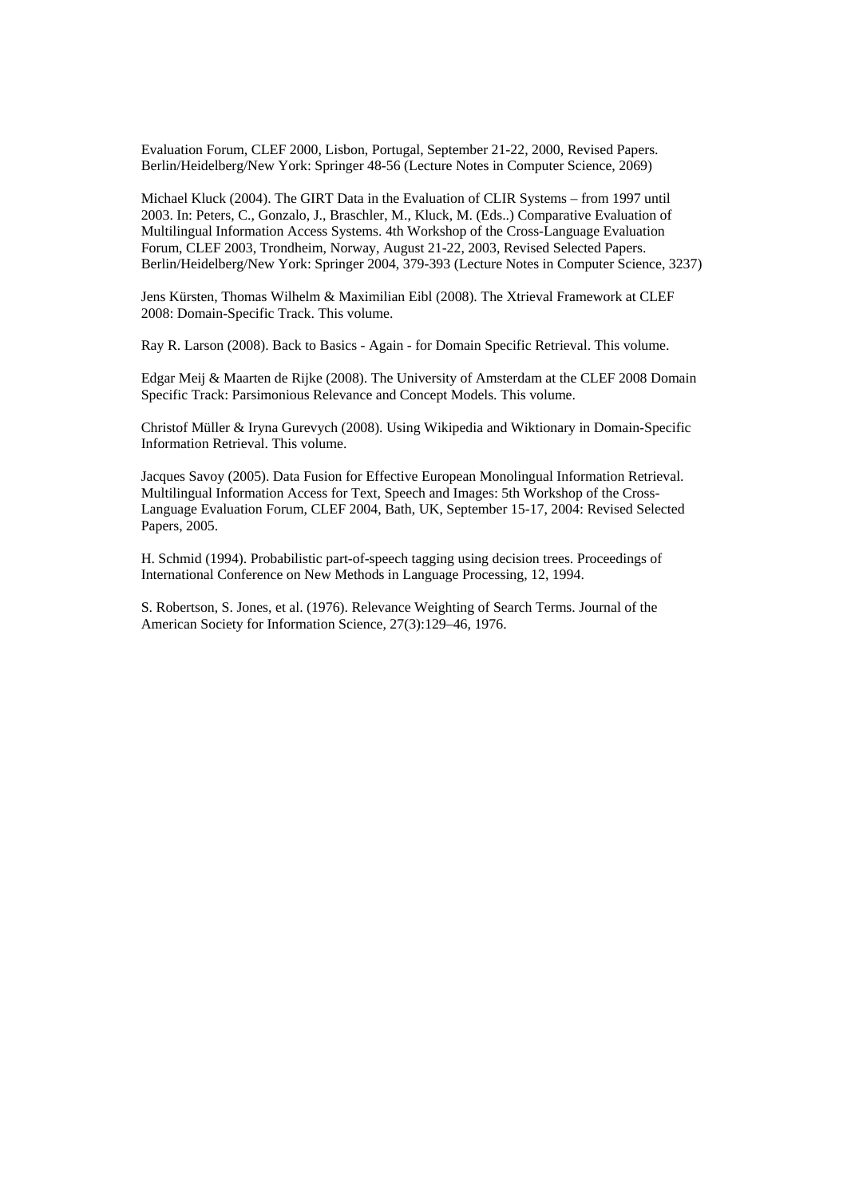Evaluation Forum, CLEF 2000, Lisbon, Portugal, September 21-22, 2000, Revised Papers. Berlin/Heidelberg/New York: Springer 48-56 (Lecture Notes in Computer Science, 2069)

Michael Kluck (2004). The GIRT Data in the Evaluation of CLIR Systems – from 1997 until 2003. In: Peters, C., Gonzalo, J., Braschler, M., Kluck, M. (Eds..) Comparative Evaluation of Multilingual Information Access Systems. 4th Workshop of the Cross-Language Evaluation Forum, CLEF 2003, Trondheim, Norway, August 21-22, 2003, Revised Selected Papers. Berlin/Heidelberg/New York: Springer 2004, 379-393 (Lecture Notes in Computer Science, 3237)

Jens Kürsten, Thomas Wilhelm & Maximilian Eibl (2008). The Xtrieval Framework at CLEF 2008: Domain-Specific Track. This volume.

Ray R. Larson (2008). Back to Basics - Again - for Domain Specific Retrieval. This volume.

Edgar Meij & Maarten de Rijke (2008). The University of Amsterdam at the CLEF 2008 Domain Specific Track: Parsimonious Relevance and Concept Models. This volume.

Christof Müller & Iryna Gurevych (2008). Using Wikipedia and Wiktionary in Domain-Specific Information Retrieval. This volume.

Jacques Savoy (2005). Data Fusion for Effective European Monolingual Information Retrieval. Multilingual Information Access for Text, Speech and Images: 5th Workshop of the Cross-Language Evaluation Forum, CLEF 2004, Bath, UK, September 15-17, 2004: Revised Selected Papers, 2005.

H. Schmid (1994). Probabilistic part-of-speech tagging using decision trees. Proceedings of International Conference on New Methods in Language Processing, 12, 1994.

S. Robertson, S. Jones, et al. (1976). Relevance Weighting of Search Terms. Journal of the American Society for Information Science, 27(3):129–46, 1976.